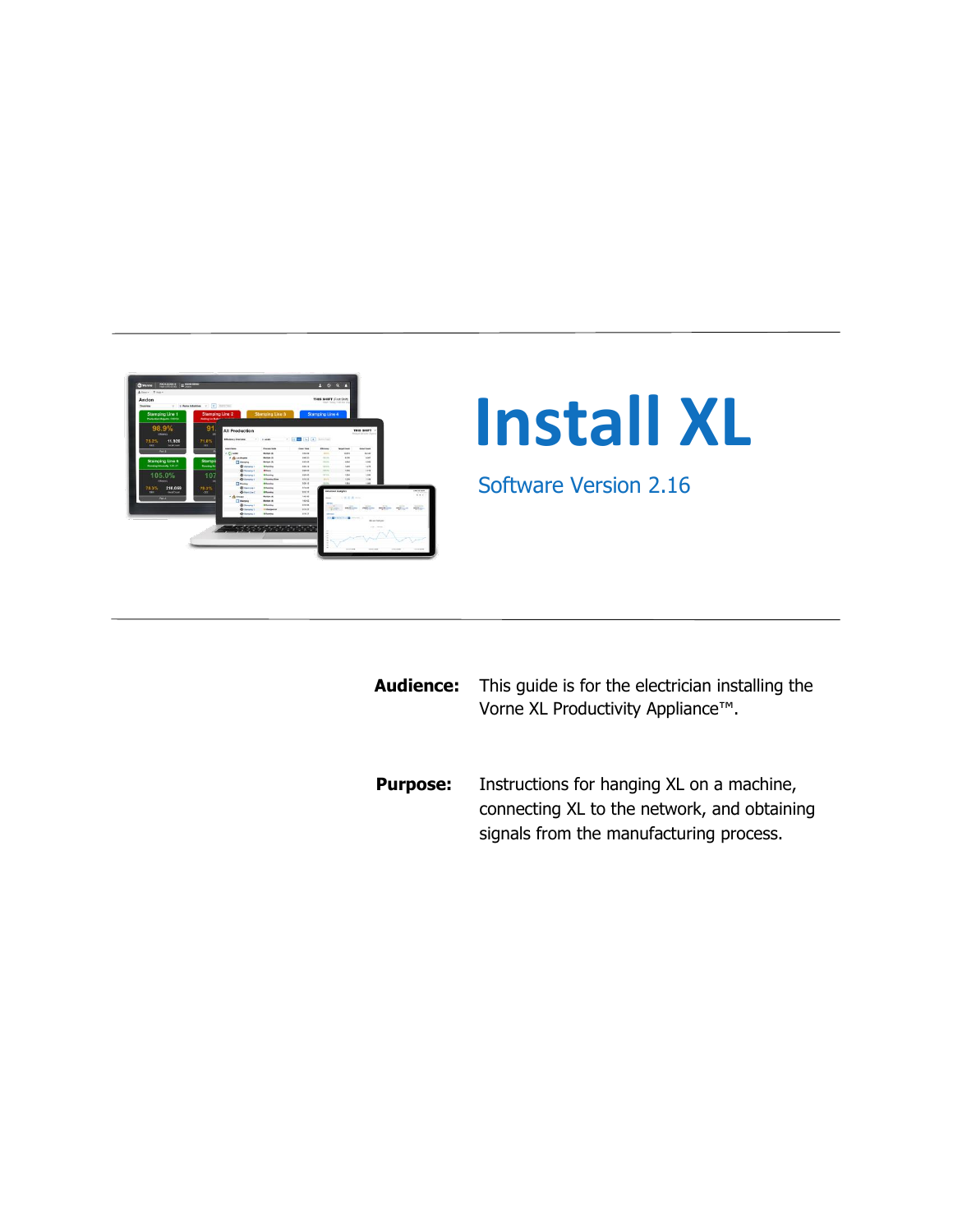# Install XL

Software Version 2.16

**Audience:** This guide is for the electrician installing the Vorne XL Productivity Appliance™.

**Purpose:** Instructions for hanging XL on a machine, connecting XL to the network, and obtaining signals from the manufacturing process.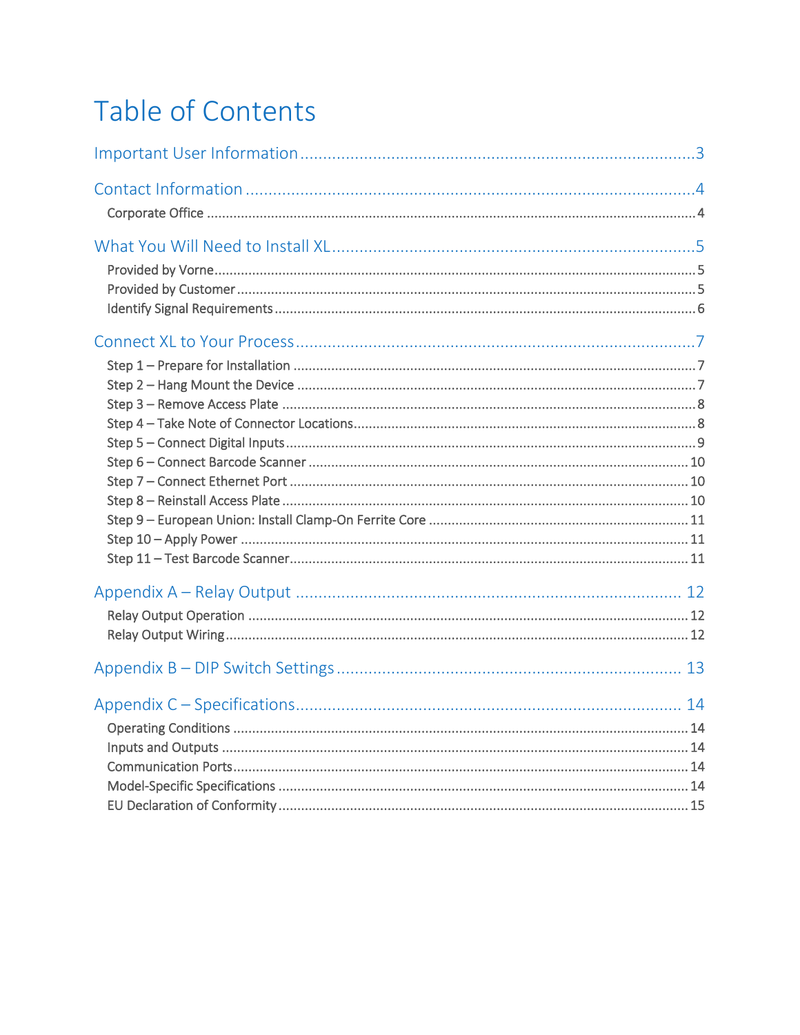# Table of Contents

Important User Information ..... 3

Contact Information ..... 4

- Corporate Office ..... 4

What You Will Need to Install XL ..... 5

- Provided by Vorne ..... 5
- Provided by Customer ..... 5
- Identify Signal Requirements ..... 6

Connect XL to Your Process ..... 7

- Step 1 – Prepare for Installation ..... 7
- Step 2 – Hang Mount the Device ..... 7
- Step 3 – Remove Access Plate ..... 8
- Step 4 – Take Note of Connector Locations ..... 8
- Step 5 – Connect Digital Inputs ..... 9
- Step 6 – Connect Barcode Scanner ..... 10
- Step 7 – Connect Ethernet Port ..... 10
- Step 8 – Reinstall Access Plate ..... 10
- Step 9 – European Union: Install Clamp-On Ferrite Core ..... 11
- Step 10 – Apply Power ..... 11
- Step 11 – Test Barcode Scanner ..... 11

Appendix A – Relay Output ..... 12

- Relay Output Operation ..... 12
- Relay Output Wiring ..... 12

Appendix B – DIP Switch Settings ..... 13

Appendix C – Specifications ..... 14

- Operating Conditions ..... 14
- Inputs and Outputs ..... 14
- Communication Ports ..... 14
- Model-Specific Specifications ..... 14
- EU Declaration of Conformity ..... 15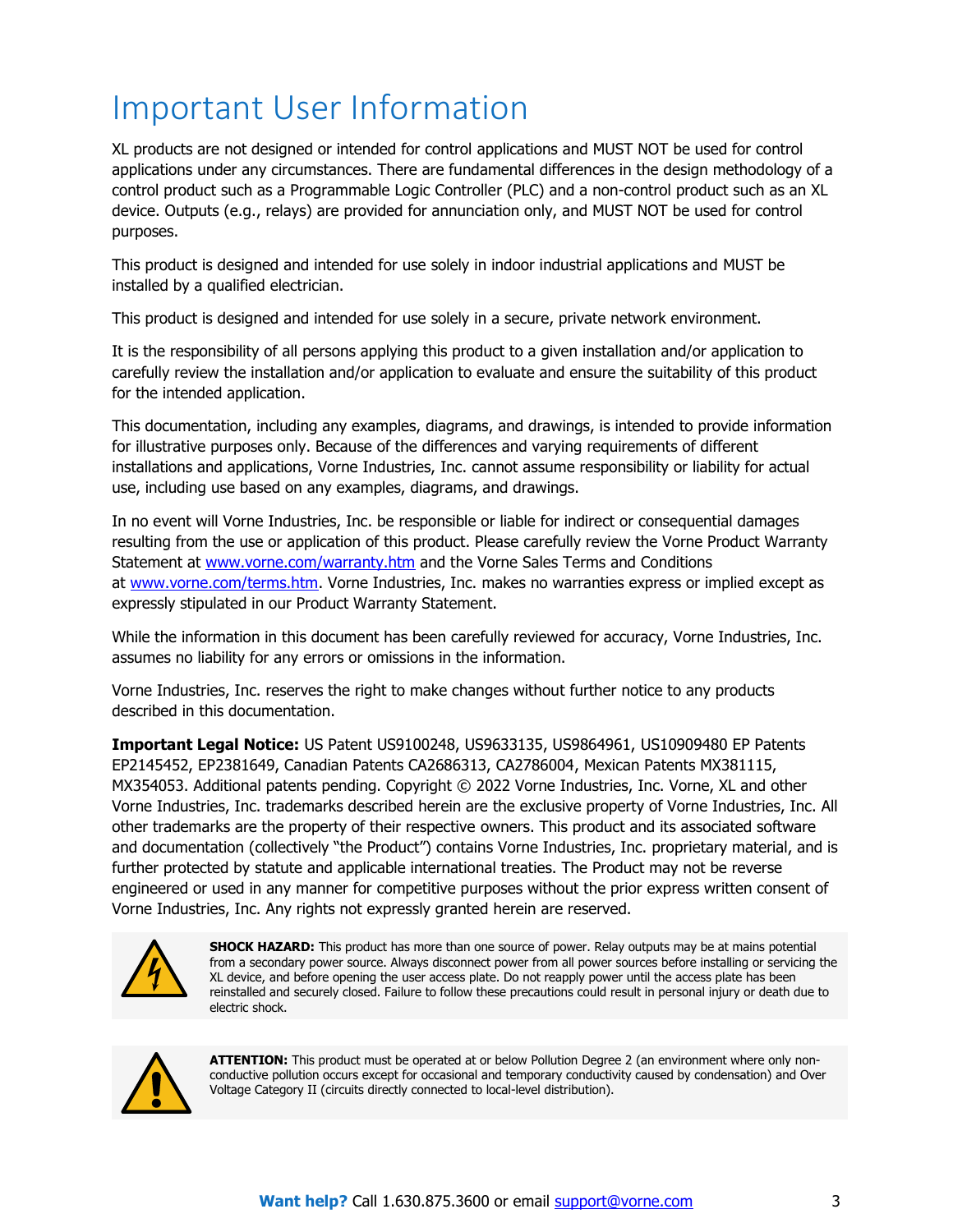# Important User Information

XL products are not designed or intended for control applications and MUST NOT be used for control applications under any circumstances. There are fundamental differences in the design methodology of a control product such as a Programmable Logic Controller (PLC) and a non-control product such as an XL device. Outputs (e.g., relays) are provided for annunciation only, and MUST NOT be used for control purposes.

This product is designed and intended for use solely in indoor industrial applications and MUST be installed by a qualified electrician.

This product is designed and intended for use solely in a secure, private network environment.

It is the responsibility of all persons applying this product to a given installation and/or application to carefully review the installation and/or application to evaluate and ensure the suitability of this product for the intended application.

This documentation, including any examples, diagrams, and drawings, is intended to provide information for illustrative purposes only. Because of the differences and varying requirements of different installations and applications, Vorne Industries, Inc. cannot assume responsibility or liability for actual use, including use based on any examples, diagrams, and drawings.

In no event will Vorne Industries, Inc. be responsible or liable for indirect or consequential damages resulting from the use or application of this product. Please carefully review the Vorne Product Warranty Statement at [www.vorne.com/warranty.htm](www.vorne.com/warranty.htm) and the Vorne Sales Terms and Conditions at [www.vorne.com/terms.htm](www.vorne.com/terms.htm). Vorne Industries, Inc. makes no warranties express or implied except as expressly stipulated in our Product Warranty Statement.

While the information in this document has been carefully reviewed for accuracy, Vorne Industries, Inc. assumes no liability for any errors or omissions in the information.

Vorne Industries, Inc. reserves the right to make changes without further notice to any products described in this documentation.

**Important Legal Notice:** US Patent US9100248, US9633135, US9864961, US10909480 EP Patents EP2145452, EP2381649, Canadian Patents CA2686313, CA2786004, Mexican Patents MX381115, MX354053. Additional patents pending. Copyright © 2022 Vorne Industries, Inc. Vorne, XL and other Vorne Industries, Inc. trademarks described herein are the exclusive property of Vorne Industries, Inc. All other trademarks are the property of their respective owners. This product and its associated software and documentation (collectively "the Product") contains Vorne Industries, Inc. proprietary material, and is further protected by statute and applicable international treaties. The Product may not be reverse engineered or used in any manner for competitive purposes without the prior express written consent of Vorne Industries, Inc. Any rights not expressly granted herein are reserved.

**SHOCK HAZARD:** This product has more than one source of power. Relay outputs may be at mains potential from a secondary power source. Always disconnect power from all power sources before installing or servicing the XL device, and before opening the user access plate. Do not reapply power until the access plate has been reinstalled and securely closed. Failure to follow these precautions could result in personal injury or death due to electric shock.

**ATTENTION:** This product must be operated at or below Pollution Degree 2 (an environment where only non-conductive pollution occurs except for occasional and temporary conductivity caused by condensation) and Over Voltage Category II (circuits directly connected to local-level distribution).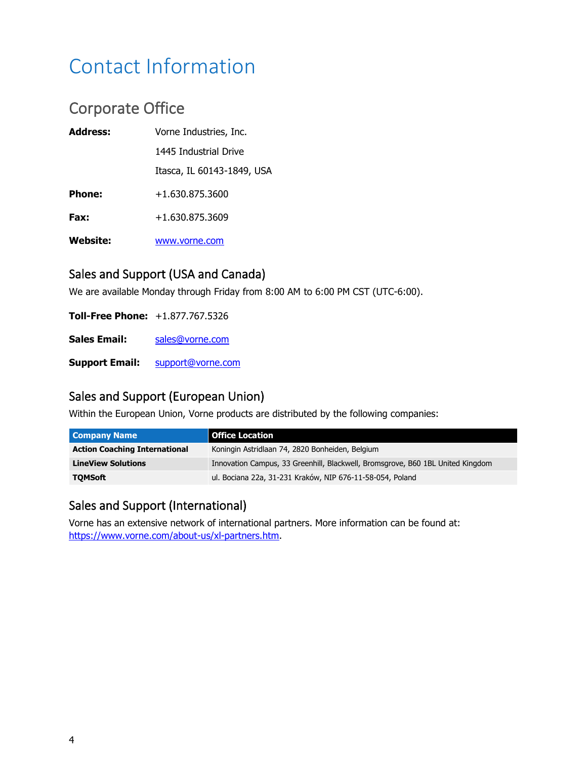# Contact Information

## Corporate Office

**Address:** Vorne Industries, Inc.
1445 Industrial Drive
Itasca, IL 60143-1849, USA

**Phone:** +1.630.875.3600

**Fax:** +1.630.875.3609

**Website:** www.vorne.com

### Sales and Support (USA and Canada)

We are available Monday through Friday from 8:00 AM to 6:00 PM CST (UTC-6:00).

**Toll-Free Phone:** +1.877.767.5326

**Sales Email:** sales@vorne.com

**Support Email:** support@vorne.com

### Sales and Support (European Union)

Within the European Union, Vorne products are distributed by the following companies:

| Company Name | Office Location |
| --- | --- |
| **Action Coaching International** | Koningin Astridlaan 74, 2820 Bonheiden, Belgium |
| **LineView Solutions** | Innovation Campus, 33 Greenhill, Blackwell, Bromsgrove, B60 1BL United Kingdom |
| **TQMSoft** | ul. Bociana 22a, 31-231 Kraków, NIP 676-11-58-054, Poland |

### Sales and Support (International)

Vorne has an extensive network of international partners. More information can be found at: https://www.vorne.com/about-us/xl-partners.htm.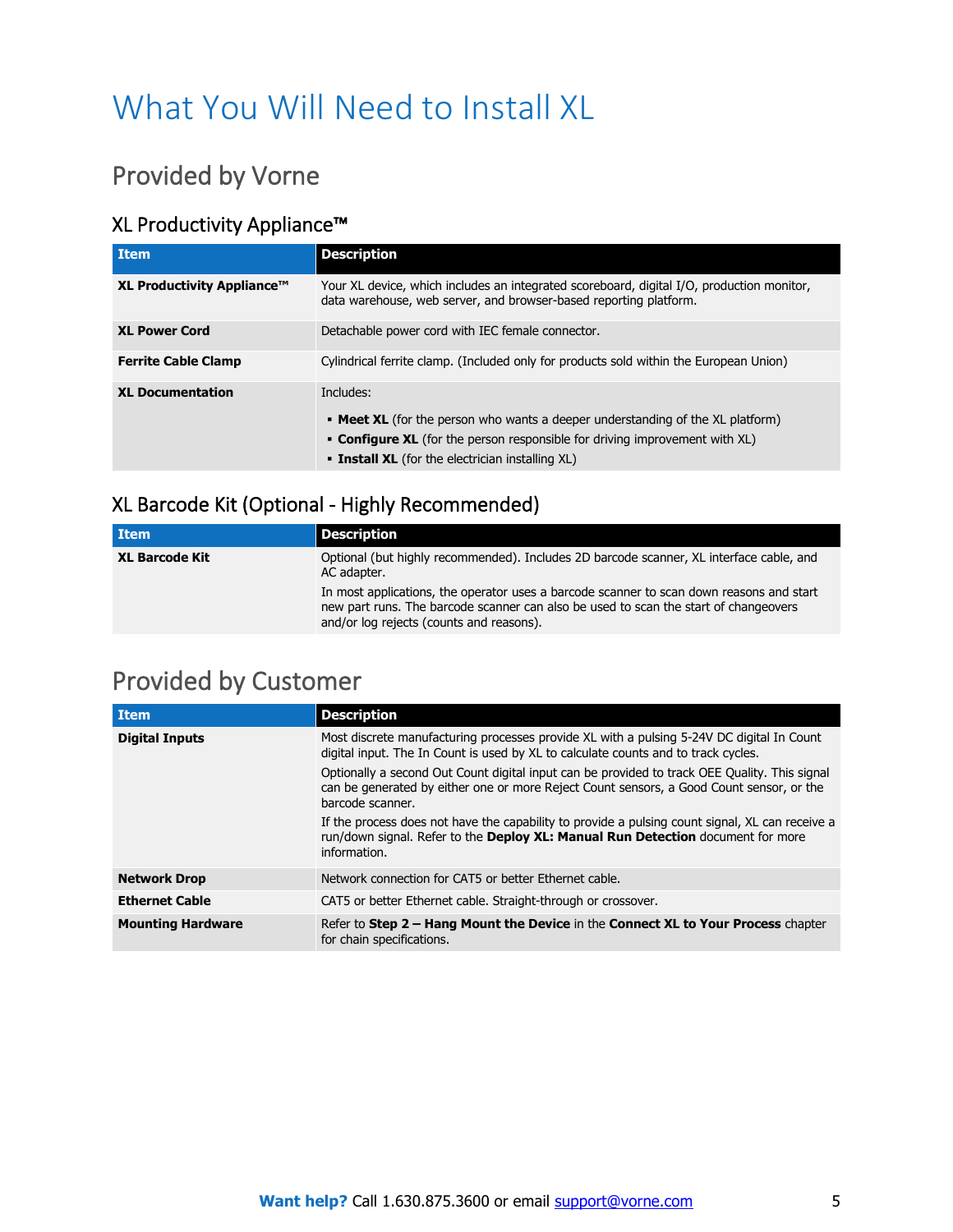# What You Will Need to Install XL

## Provided by Vorne

### XL Productivity Appliance™

| Item | Description |
| --- | --- |
| **XL Productivity Appliance™** | Your XL device, which includes an integrated scoreboard, digital I/O, production monitor, data warehouse, web server, and browser-based reporting platform. |
| **XL Power Cord** | Detachable power cord with IEC female connector. |
| **Ferrite Cable Clamp** | Cylindrical ferrite clamp. (Included only for products sold within the European Union) |
| **XL Documentation** | Includes:<br>▪ **Meet XL** (for the person who wants a deeper understanding of the XL platform)<br>▪ **Configure XL** (for the person responsible for driving improvement with XL)<br>▪ **Install XL** (for the electrician installing XL) |

### XL Barcode Kit (Optional - Highly Recommended)

| Item | Description |
| --- | --- |
| **XL Barcode Kit** | Optional (but highly recommended). Includes 2D barcode scanner, XL interface cable, and AC adapter.<br>In most applications, the operator uses a barcode scanner to scan down reasons and start new part runs. The barcode scanner can also be used to scan the start of changeovers and/or log rejects (counts and reasons). |

## Provided by Customer

| Item | Description |
| --- | --- |
| **Digital Inputs** | Most discrete manufacturing processes provide XL with a pulsing 5-24V DC digital In Count digital input. The In Count is used by XL to calculate counts and to track cycles.<br>Optionally a second Out Count digital input can be provided to track OEE Quality. This signal can be generated by either one or more Reject Count sensors, a Good Count sensor, or the barcode scanner.<br>If the process does not have the capability to provide a pulsing count signal, XL can receive a run/down signal. Refer to the **Deploy XL: Manual Run Detection** document for more information. |
| **Network Drop** | Network connection for CAT5 or better Ethernet cable. |
| **Ethernet Cable** | CAT5 or better Ethernet cable. Straight-through or crossover. |
| **Mounting Hardware** | Refer to **Step 2 – Hang Mount the Device** in the **Connect XL to Your Process** chapter for chain specifications. |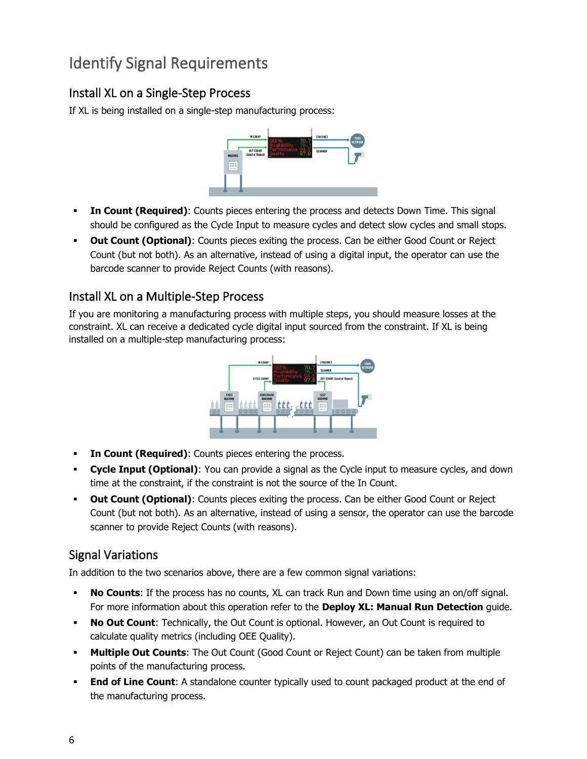# Identify Signal Requirements

## Install XL on a Single-Step Process

If XL is being installed on a single-step manufacturing process:

- **In Count (Required)**: Counts pieces entering the process and detects Down Time. This signal should be configured as the Cycle Input to measure cycles and detect slow cycles and small stops.
- **Out Count (Optional)**: Counts pieces exiting the process. Can be either Good Count or Reject Count (but not both). As an alternative, instead of using a digital input, the operator can use the barcode scanner to provide Reject Counts (with reasons).

## Install XL on a Multiple-Step Process

If you are monitoring a manufacturing process with multiple steps, you should measure losses at the constraint. XL can receive a dedicated cycle digital input sourced from the constraint. If XL is being installed on a multiple-step manufacturing process:

- **In Count (Required)**: Counts pieces entering the process.
- **Cycle Input (Optional)**: You can provide a signal as the Cycle input to measure cycles, and down time at the constraint, if the constraint is not the source of the In Count.
- **Out Count (Optional)**: Counts pieces exiting the process. Can be either Good Count or Reject Count (but not both). As an alternative, instead of using a sensor, the operator can use the barcode scanner to provide Reject Counts (with reasons).

## Signal Variations

In addition to the two scenarios above, there are a few common signal variations:

- **No Counts**: If the process has no counts, XL can track Run and Down time using an on/off signal. For more information about this operation refer to the **Deploy XL: Manual Run Detection** guide.
- **No Out Count**: Technically, the Out Count is optional. However, an Out Count is required to calculate quality metrics (including OEE Quality).
- **Multiple Out Counts**: The Out Count (Good Count or Reject Count) can be taken from multiple points of the manufacturing process.
- **End of Line Count**: A standalone counter typically used to count packaged product at the end of the manufacturing process.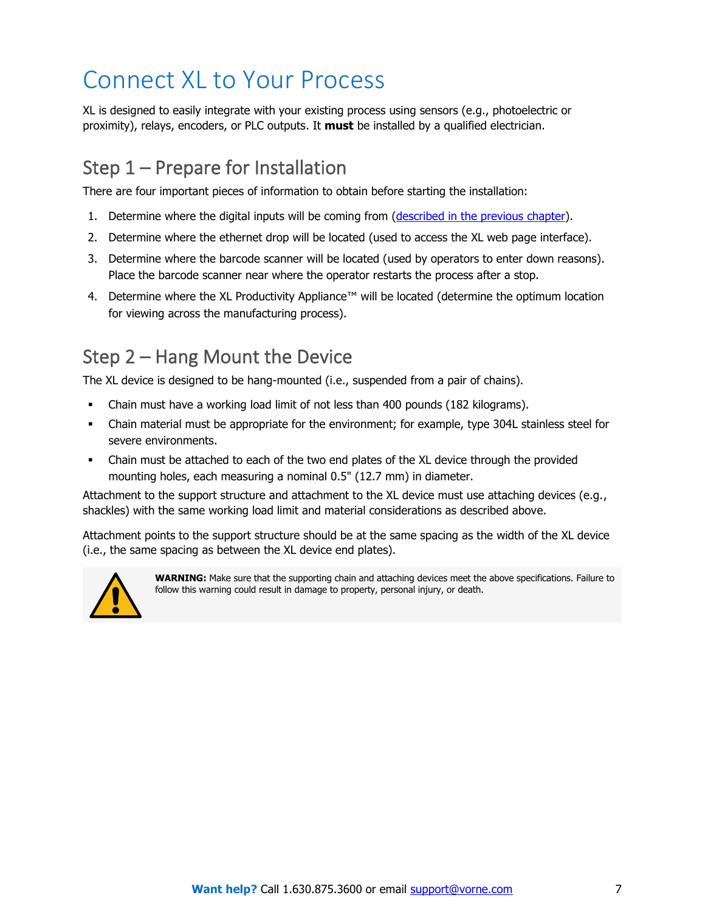# Connect XL to Your Process

XL is designed to easily integrate with your existing process using sensors (e.g., photoelectric or proximity), relays, encoders, or PLC outputs. It **must** be installed by a qualified electrician.

## Step 1 – Prepare for Installation

There are four important pieces of information to obtain before starting the installation:

1. Determine where the digital inputs will be coming from (described in the previous chapter).
2. Determine where the ethernet drop will be located (used to access the XL web page interface).
3. Determine where the barcode scanner will be located (used by operators to enter down reasons). Place the barcode scanner near where the operator restarts the process after a stop.
4. Determine where the XL Productivity Appliance™ will be located (determine the optimum location for viewing across the manufacturing process).

## Step 2 – Hang Mount the Device

The XL device is designed to be hang-mounted (i.e., suspended from a pair of chains).

- Chain must have a working load limit of not less than 400 pounds (182 kilograms).
- Chain material must be appropriate for the environment; for example, type 304L stainless steel for severe environments.
- Chain must be attached to each of the two end plates of the XL device through the provided mounting holes, each measuring a nominal 0.5" (12.7 mm) in diameter.

Attachment to the support structure and attachment to the XL device must use attaching devices (e.g., shackles) with the same working load limit and material considerations as described above.

Attachment points to the support structure should be at the same spacing as the width of the XL device (i.e., the same spacing as between the XL device end plates).

**WARNING:** Make sure that the supporting chain and attaching devices meet the above specifications. Failure to follow this warning could result in damage to property, personal injury, or death.

**Want help?** Call 1.630.875.3600 or email support@vorne.com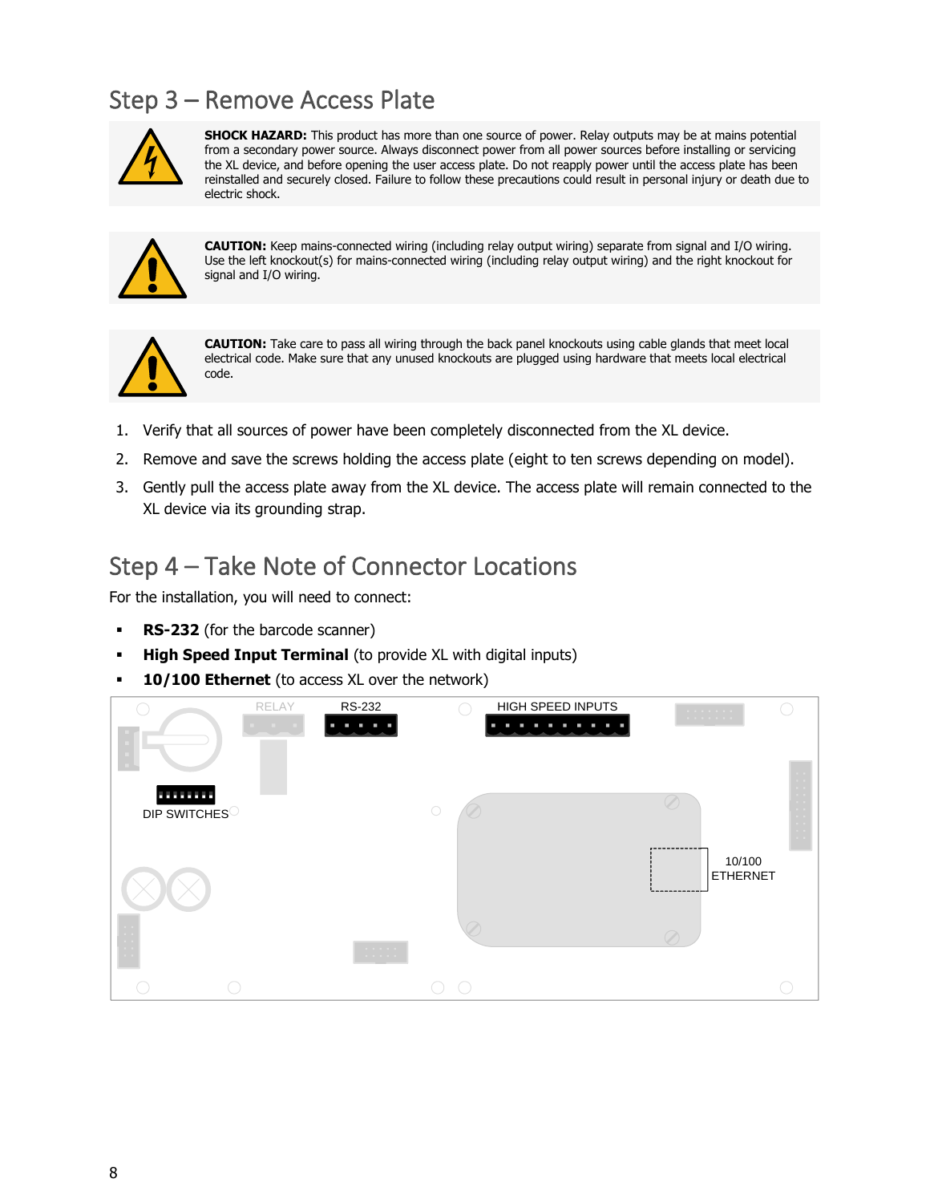## Step 3 – Remove Access Plate

**SHOCK HAZARD:** This product has more than one source of power. Relay outputs may be at mains potential from a secondary power source. Always disconnect power from all power sources before installing or servicing the XL device, and before opening the user access plate. Do not reapply power until the access plate has been reinstalled and securely closed. Failure to follow these precautions could result in personal injury or death due to electric shock.

**CAUTION:** Keep mains-connected wiring (including relay output wiring) separate from signal and I/O wiring. Use the left knockout(s) for mains-connected wiring (including relay output wiring) and the right knockout for signal and I/O wiring.

**CAUTION:** Take care to pass all wiring through the back panel knockouts using cable glands that meet local electrical code. Make sure that any unused knockouts are plugged using hardware that meets local electrical code.

1. Verify that all sources of power have been completely disconnected from the XL device.
2. Remove and save the screws holding the access plate (eight to ten screws depending on model).
3. Gently pull the access plate away from the XL device. The access plate will remain connected to the XL device via its grounding strap.

## Step 4 – Take Note of Connector Locations

For the installation, you will need to connect:

- **RS-232** (for the barcode scanner)
- **High Speed Input Terminal** (to provide XL with digital inputs)
- **10/100 Ethernet** (to access XL over the network)

RELAY

RS-232

HIGH SPEED INPUTS

DIP SWITCHES

10/100 ETHERNET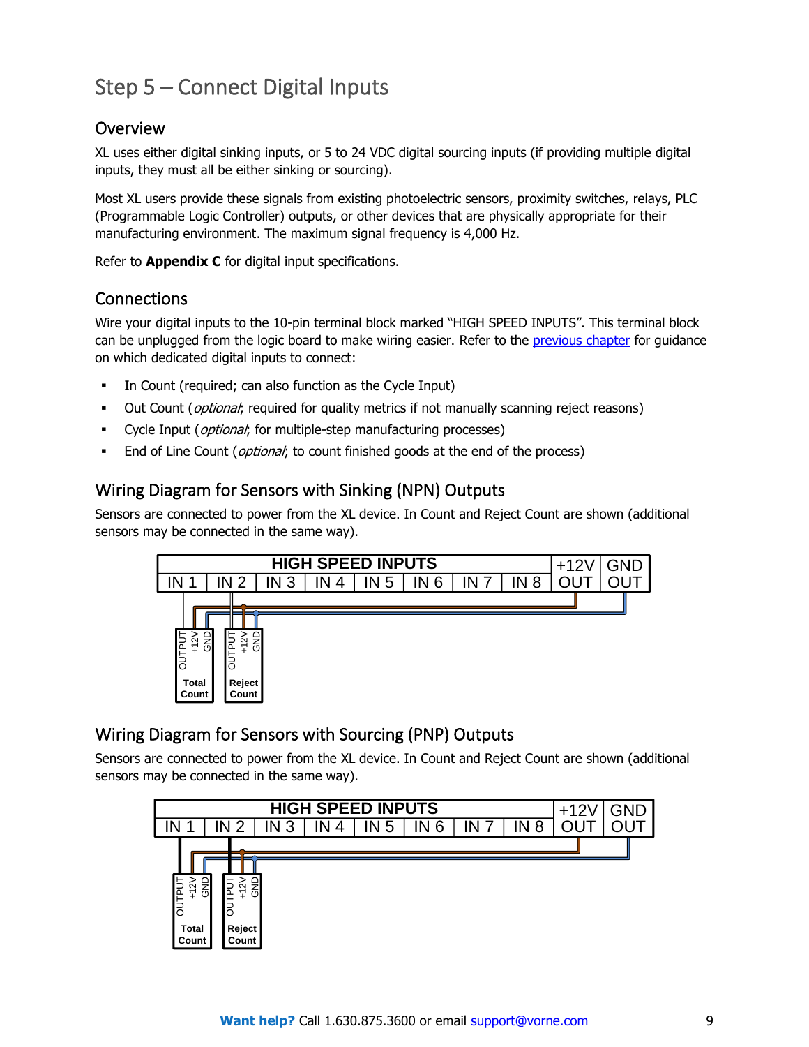# Step 5 – Connect Digital Inputs

## Overview

XL uses either digital sinking inputs, or 5 to 24 VDC digital sourcing inputs (if providing multiple digital inputs, they must all be either sinking or sourcing).

Most XL users provide these signals from existing photoelectric sensors, proximity switches, relays, PLC (Programmable Logic Controller) outputs, or other devices that are physically appropriate for their manufacturing environment. The maximum signal frequency is 4,000 Hz.

Refer to **Appendix C** for digital input specifications.

## Connections

Wire your digital inputs to the 10-pin terminal block marked "HIGH SPEED INPUTS". This terminal block can be unplugged from the logic board to make wiring easier. Refer to the previous chapter for guidance on which dedicated digital inputs to connect:

- In Count (required; can also function as the Cycle Input)
- Out Count (*optional*; required for quality metrics if not manually scanning reject reasons)
- Cycle Input (*optional*; for multiple-step manufacturing processes)
- End of Line Count (*optional*; to count finished goods at the end of the process)

## Wiring Diagram for Sensors with Sinking (NPN) Outputs

Sensors are connected to power from the XL device. In Count and Reject Count are shown (additional sensors may be connected in the same way).

HIGH SPEED INPUTS | IN 1 | IN 2 | IN 3 | IN 4 | IN 5 | IN 6 | IN 7 | IN 8 | +12V OUT | GND OUT

OUTPUT +12V GND — Total Count; OUTPUT +12V GND — Reject Count

## Wiring Diagram for Sensors with Sourcing (PNP) Outputs

Sensors are connected to power from the XL device. In Count and Reject Count are shown (additional sensors may be connected in the same way).

HIGH SPEED INPUTS | IN 1 | IN 2 | IN 3 | IN 4 | IN 5 | IN 6 | IN 7 | IN 8 | +12V OUT | GND OUT

OUTPUT +12V GND — Total Count; OUTPUT +12V GND — Reject Count

**Want help?** Call 1.630.875.3600 or email support@vorne.com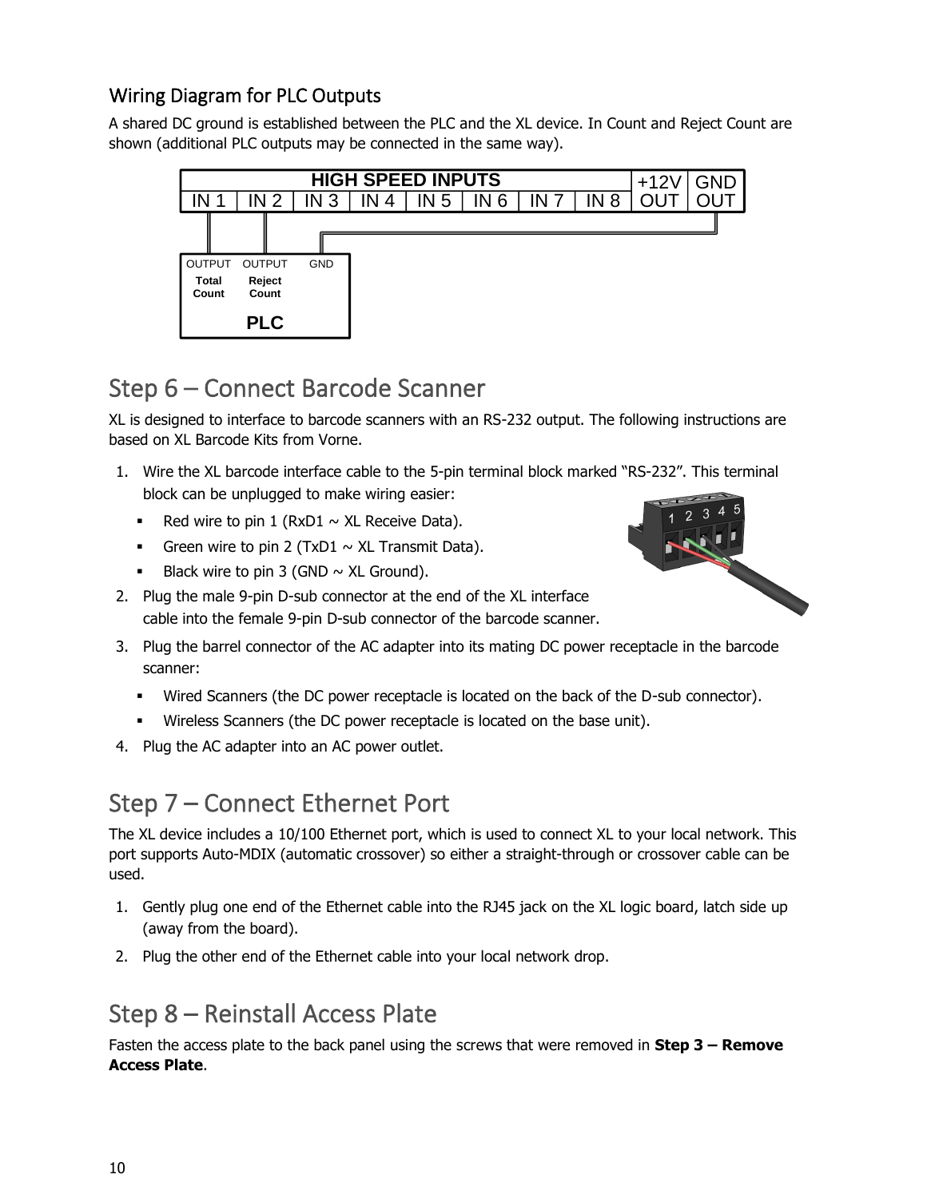### Wiring Diagram for PLC Outputs

A shared DC ground is established between the PLC and the XL device. In Count and Reject Count are shown (additional PLC outputs may be connected in the same way).

## Step 6 – Connect Barcode Scanner

XL is designed to interface to barcode scanners with an RS-232 output. The following instructions are based on XL Barcode Kits from Vorne.

1. Wire the XL barcode interface cable to the 5-pin terminal block marked "RS-232". This terminal block can be unplugged to make wiring easier:
   - Red wire to pin 1 (RxD1 ~ XL Receive Data).
   - Green wire to pin 2 (TxD1 ~ XL Transmit Data).
   - Black wire to pin 3 (GND ~ XL Ground).
2. Plug the male 9-pin D-sub connector at the end of the XL interface cable into the female 9-pin D-sub connector of the barcode scanner.
3. Plug the barrel connector of the AC adapter into its mating DC power receptacle in the barcode scanner:
   - Wired Scanners (the DC power receptacle is located on the back of the D-sub connector).
   - Wireless Scanners (the DC power receptacle is located on the base unit).
4. Plug the AC adapter into an AC power outlet.

## Step 7 – Connect Ethernet Port

The XL device includes a 10/100 Ethernet port, which is used to connect XL to your local network. This port supports Auto-MDIX (automatic crossover) so either a straight-through or crossover cable can be used.

1. Gently plug one end of the Ethernet cable into the RJ45 jack on the XL logic board, latch side up (away from the board).
2. Plug the other end of the Ethernet cable into your local network drop.

## Step 8 – Reinstall Access Plate

Fasten the access plate to the back panel using the screws that were removed in **Step 3 – Remove Access Plate**.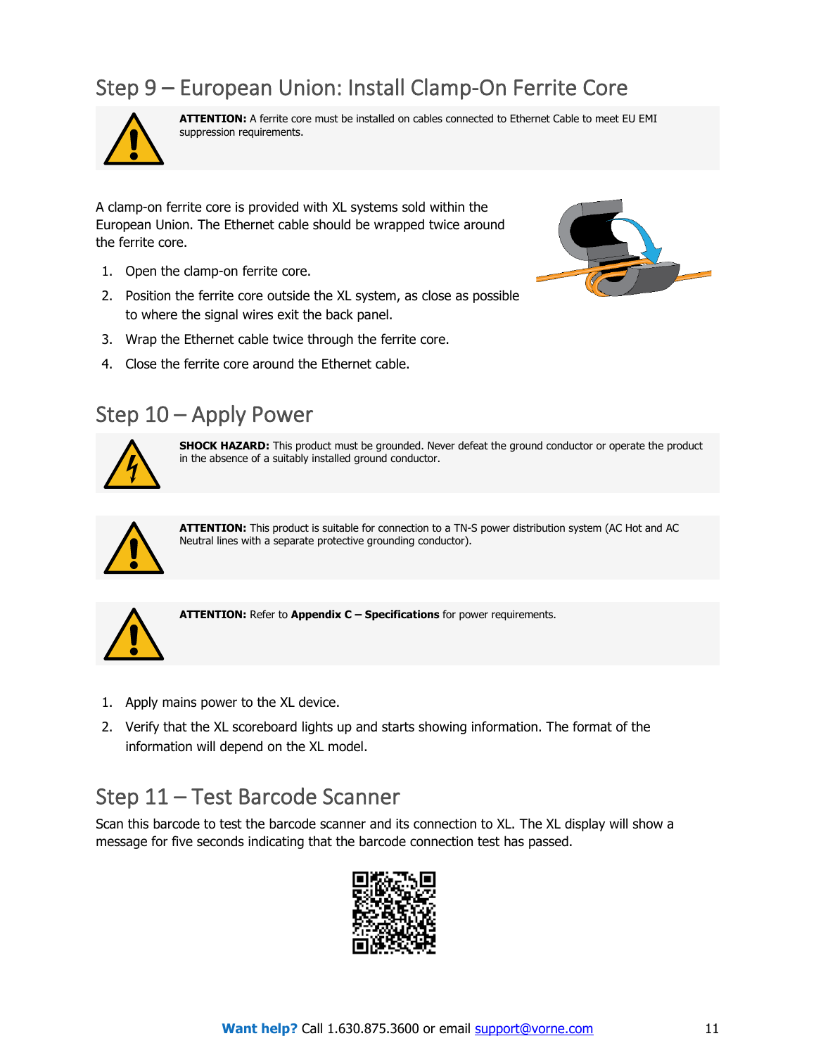## Step 9 – European Union: Install Clamp-On Ferrite Core

**ATTENTION:** A ferrite core must be installed on cables connected to Ethernet Cable to meet EU EMI suppression requirements.

A clamp-on ferrite core is provided with XL systems sold within the European Union. The Ethernet cable should be wrapped twice around the ferrite core.

1. Open the clamp-on ferrite core.
2. Position the ferrite core outside the XL system, as close as possible to where the signal wires exit the back panel.
3. Wrap the Ethernet cable twice through the ferrite core.
4. Close the ferrite core around the Ethernet cable.

## Step 10 – Apply Power

**SHOCK HAZARD:** This product must be grounded. Never defeat the ground conductor or operate the product in the absence of a suitably installed ground conductor.

**ATTENTION:** This product is suitable for connection to a TN-S power distribution system (AC Hot and AC Neutral lines with a separate protective grounding conductor).

**ATTENTION:** Refer to **Appendix C – Specifications** for power requirements.

1. Apply mains power to the XL device.
2. Verify that the XL scoreboard lights up and starts showing information. The format of the information will depend on the XL model.

## Step 11 – Test Barcode Scanner

Scan this barcode to test the barcode scanner and its connection to XL. The XL display will show a message for five seconds indicating that the barcode connection test has passed.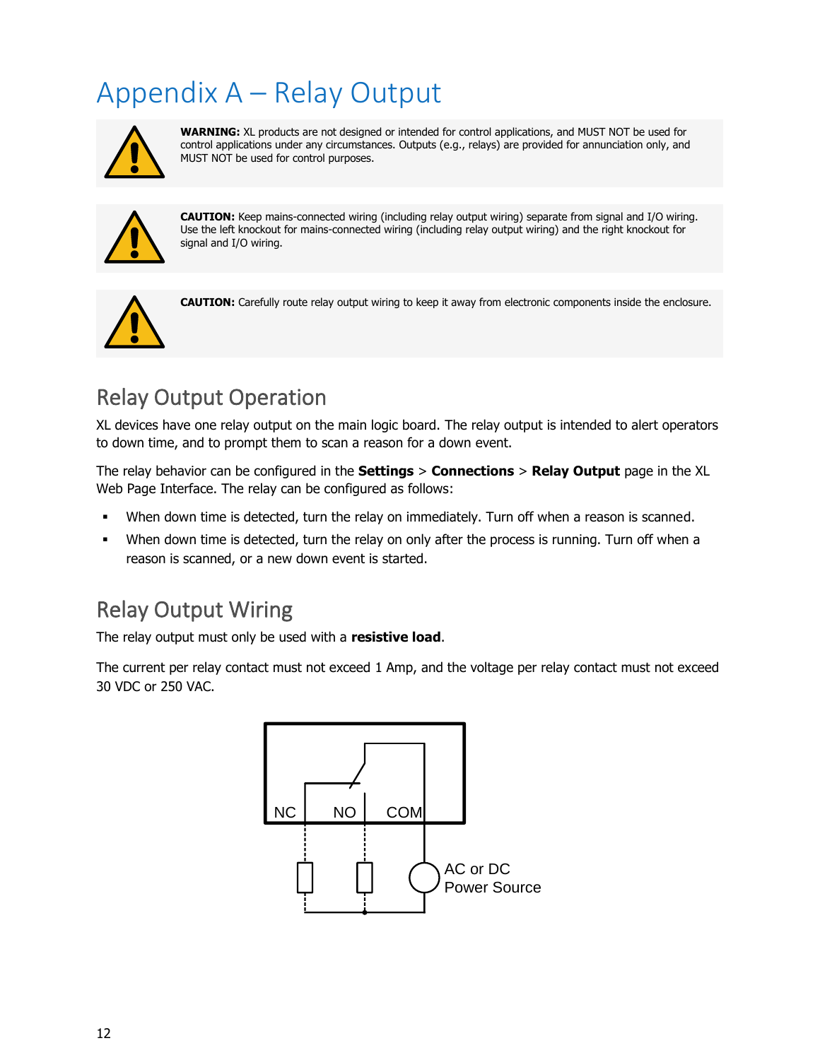# Appendix A – Relay Output

**WARNING:** XL products are not designed or intended for control applications, and MUST NOT be used for control applications under any circumstances. Outputs (e.g., relays) are provided for annunciation only, and MUST NOT be used for control purposes.

**CAUTION:** Keep mains-connected wiring (including relay output wiring) separate from signal and I/O wiring. Use the left knockout for mains-connected wiring (including relay output wiring) and the right knockout for signal and I/O wiring.

**CAUTION:** Carefully route relay output wiring to keep it away from electronic components inside the enclosure.

## Relay Output Operation

XL devices have one relay output on the main logic board. The relay output is intended to alert operators to down time, and to prompt them to scan a reason for a down event.

The relay behavior can be configured in the **Settings** > **Connections** > **Relay Output** page in the XL Web Page Interface. The relay can be configured as follows:

- When down time is detected, turn the relay on immediately. Turn off when a reason is scanned.
- When down time is detected, turn the relay on only after the process is running. Turn off when a reason is scanned, or a new down event is started.

## Relay Output Wiring

The relay output must only be used with a **resistive load**.

The current per relay contact must not exceed 1 Amp, and the voltage per relay contact must not exceed 30 VDC or 250 VAC.

NC NO COM

AC or DC Power Source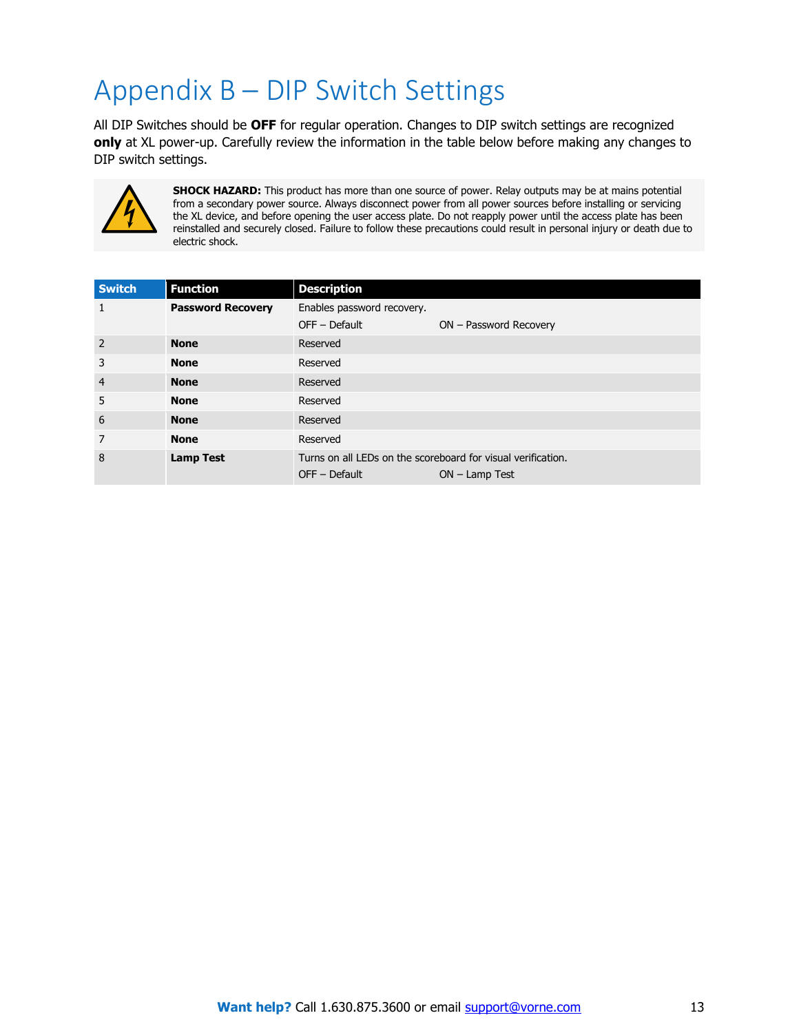# Appendix B – DIP Switch Settings

All DIP Switches should be **OFF** for regular operation. Changes to DIP switch settings are recognized **only** at XL power-up. Carefully review the information in the table below before making any changes to DIP switch settings.

**SHOCK HAZARD:** This product has more than one source of power. Relay outputs may be at mains potential from a secondary power source. Always disconnect power from all power sources before installing or servicing the XL device, and before opening the user access plate. Do not reapply power until the access plate has been reinstalled and securely closed. Failure to follow these precautions could result in personal injury or death due to electric shock.

| Switch | Function | Description |
|---|---|---|
| 1 | **Password Recovery** | Enables password recovery.<br>OFF – Default ON – Password Recovery |
| 2 | **None** | Reserved |
| 3 | **None** | Reserved |
| 4 | **None** | Reserved |
| 5 | **None** | Reserved |
| 6 | **None** | Reserved |
| 7 | **None** | Reserved |
| 8 | **Lamp Test** | Turns on all LEDs on the scoreboard for visual verification.<br>OFF – Default ON – Lamp Test |

**Want help?** Call 1.630.875.3600 or email support@vorne.com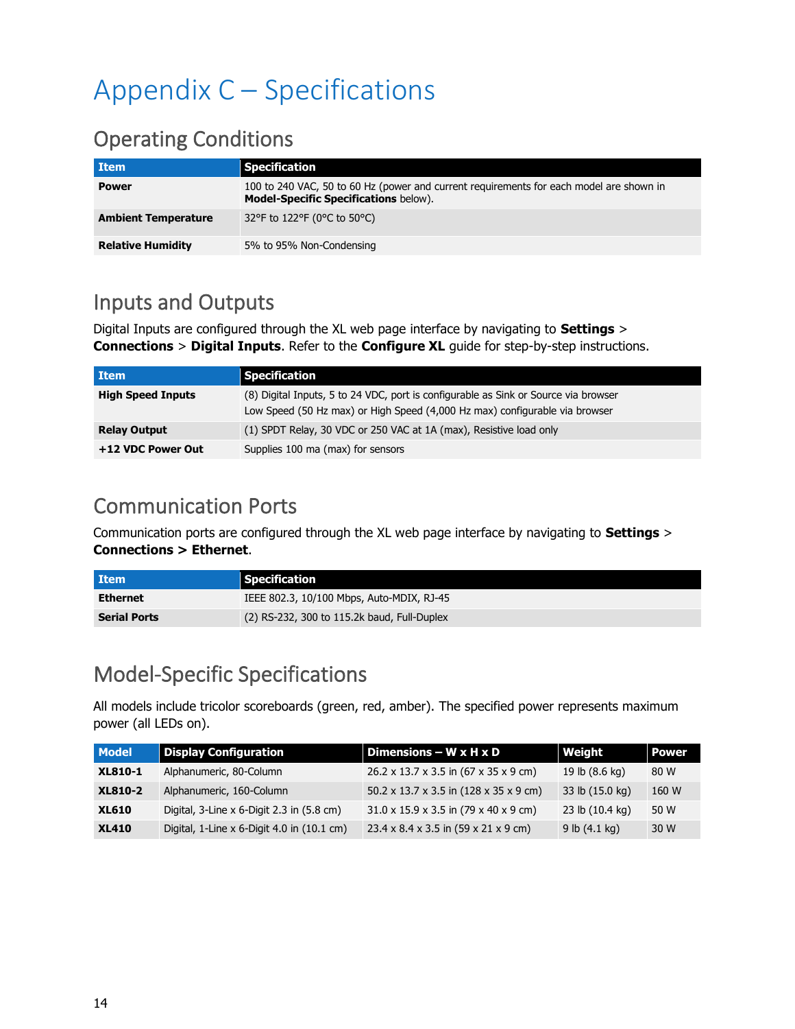# Appendix C – Specifications

## Operating Conditions

| Item | Specification |
|---|---|
| **Power** | 100 to 240 VAC, 50 to 60 Hz (power and current requirements for each model are shown in **Model-Specific Specifications** below). |
| **Ambient Temperature** | 32°F to 122°F (0°C to 50°C) |
| **Relative Humidity** | 5% to 95% Non-Condensing |

## Inputs and Outputs

Digital Inputs are configured through the XL web page interface by navigating to **Settings** > **Connections** > **Digital Inputs**. Refer to the **Configure XL** guide for step-by-step instructions.

| Item | Specification |
|---|---|
| **High Speed Inputs** | (8) Digital Inputs, 5 to 24 VDC, port is configurable as Sink or Source via browser<br>Low Speed (50 Hz max) or High Speed (4,000 Hz max) configurable via browser |
| **Relay Output** | (1) SPDT Relay, 30 VDC or 250 VAC at 1A (max), Resistive load only |
| **+12 VDC Power Out** | Supplies 100 ma (max) for sensors |

## Communication Ports

Communication ports are configured through the XL web page interface by navigating to **Settings** > **Connections > Ethernet**.

| Item | Specification |
|---|---|
| **Ethernet** | IEEE 802.3, 10/100 Mbps, Auto-MDIX, RJ-45 |
| **Serial Ports** | (2) RS-232, 300 to 115.2k baud, Full-Duplex |

## Model-Specific Specifications

All models include tricolor scoreboards (green, red, amber). The specified power represents maximum power (all LEDs on).

| Model | Display Configuration | Dimensions – W x H x D | Weight | Power |
|---|---|---|---|---|
| **XL810-1** | Alphanumeric, 80-Column | 26.2 x 13.7 x 3.5 in (67 x 35 x 9 cm) | 19 lb (8.6 kg) | 80 W |
| **XL810-2** | Alphanumeric, 160-Column | 50.2 x 13.7 x 3.5 in (128 x 35 x 9 cm) | 33 lb (15.0 kg) | 160 W |
| **XL610** | Digital, 3-Line x 6-Digit 2.3 in (5.8 cm) | 31.0 x 15.9 x 3.5 in (79 x 40 x 9 cm) | 23 lb (10.4 kg) | 50 W |
| **XL410** | Digital, 1-Line x 6-Digit 4.0 in (10.1 cm) | 23.4 x 8.4 x 3.5 in (59 x 21 x 9 cm) | 9 lb (4.1 kg) | 30 W |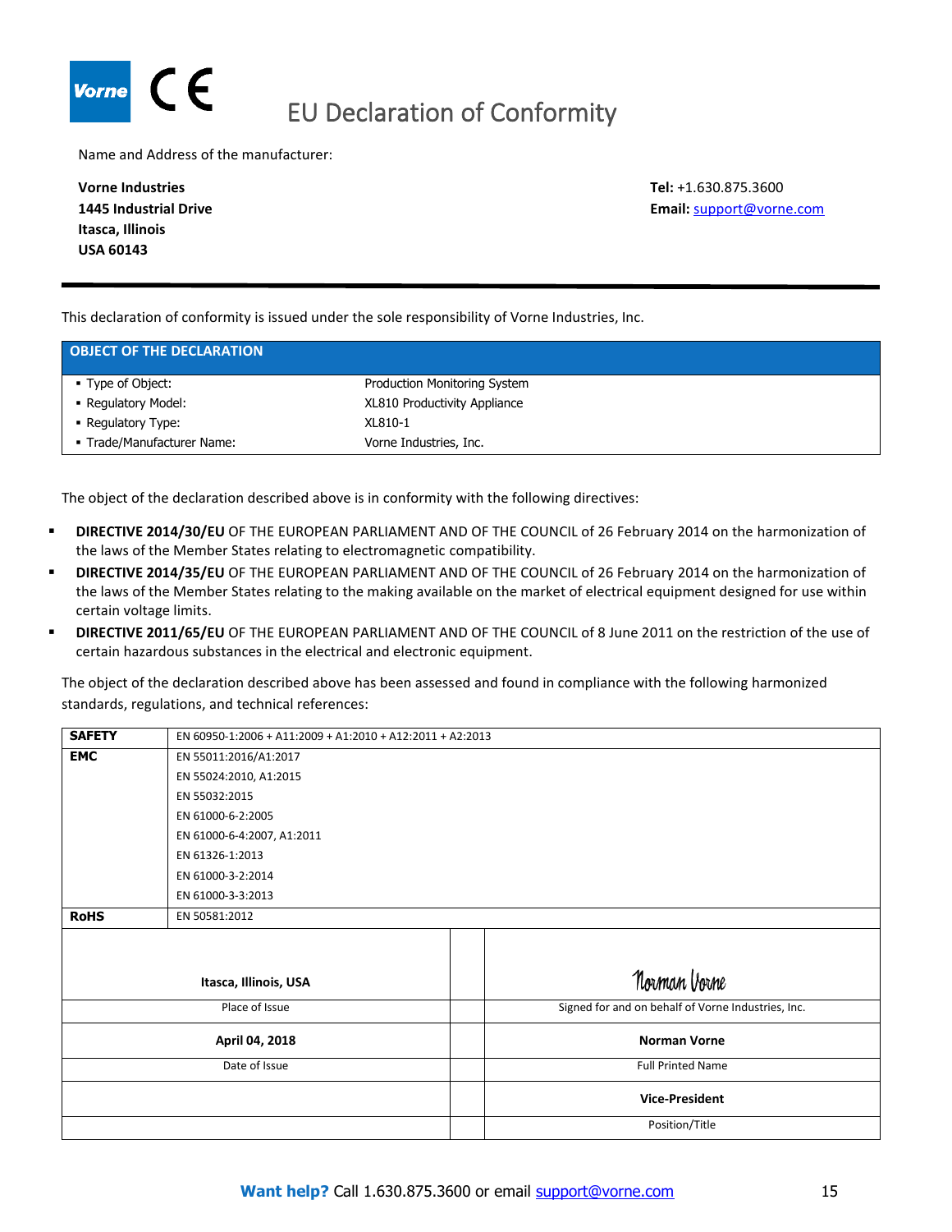# EU Declaration of Conformity

Name and Address of the manufacturer:

**Vorne Industries**
**1445 Industrial Drive**
**Itasca, Illinois**
**USA 60143**

**Tel:** +1.630.875.3600
**Email:** support@vorne.com

This declaration of conformity is issued under the sole responsibility of Vorne Industries, Inc.

| OBJECT OF THE DECLARATION | |
|---|---|
| ▪ Type of Object: | Production Monitoring System |
| ▪ Regulatory Model: | XL810 Productivity Appliance |
| ▪ Regulatory Type: | XL810-1 |
| ▪ Trade/Manufacturer Name: | Vorne Industries, Inc. |

The object of the declaration described above is in conformity with the following directives:

- **DIRECTIVE 2014/30/EU** OF THE EUROPEAN PARLIAMENT AND OF THE COUNCIL of 26 February 2014 on the harmonization of the laws of the Member States relating to electromagnetic compatibility.
- **DIRECTIVE 2014/35/EU** OF THE EUROPEAN PARLIAMENT AND OF THE COUNCIL of 26 February 2014 on the harmonization of the laws of the Member States relating to the making available on the market of electrical equipment designed for use within certain voltage limits.
- **DIRECTIVE 2011/65/EU** OF THE EUROPEAN PARLIAMENT AND OF THE COUNCIL of 8 June 2011 on the restriction of the use of certain hazardous substances in the electrical and electronic equipment.

The object of the declaration described above has been assessed and found in compliance with the following harmonized standards, regulations, and technical references:

| | |
|---|---|
| **SAFETY** | EN 60950-1:2006 + A11:2009 + A1:2010 + A12:2011 + A2:2013 |
| **EMC** | EN 55011:2016/A1:2017 |
| | EN 55024:2010, A1:2015 |
| | EN 55032:2015 |
| | EN 61000-6-2:2005 |
| | EN 61000-6-4:2007, A1:2011 |
| | EN 61326-1:2013 |
| | EN 61000-3-2:2014 |
| | EN 61000-3-3:2013 |
| **RoHS** | EN 50581:2012 |

| | |
|---|---|
| **Itasca, Illinois, USA** | Norman Vorne |
| Place of Issue | Signed for and on behalf of Vorne Industries, Inc. |
| **April 04, 2018** | **Norman Vorne** |
| Date of Issue | Full Printed Name |
| | **Vice-President** |
| | Position/Title |

**Want help?** Call 1.630.875.3600 or email support@vorne.com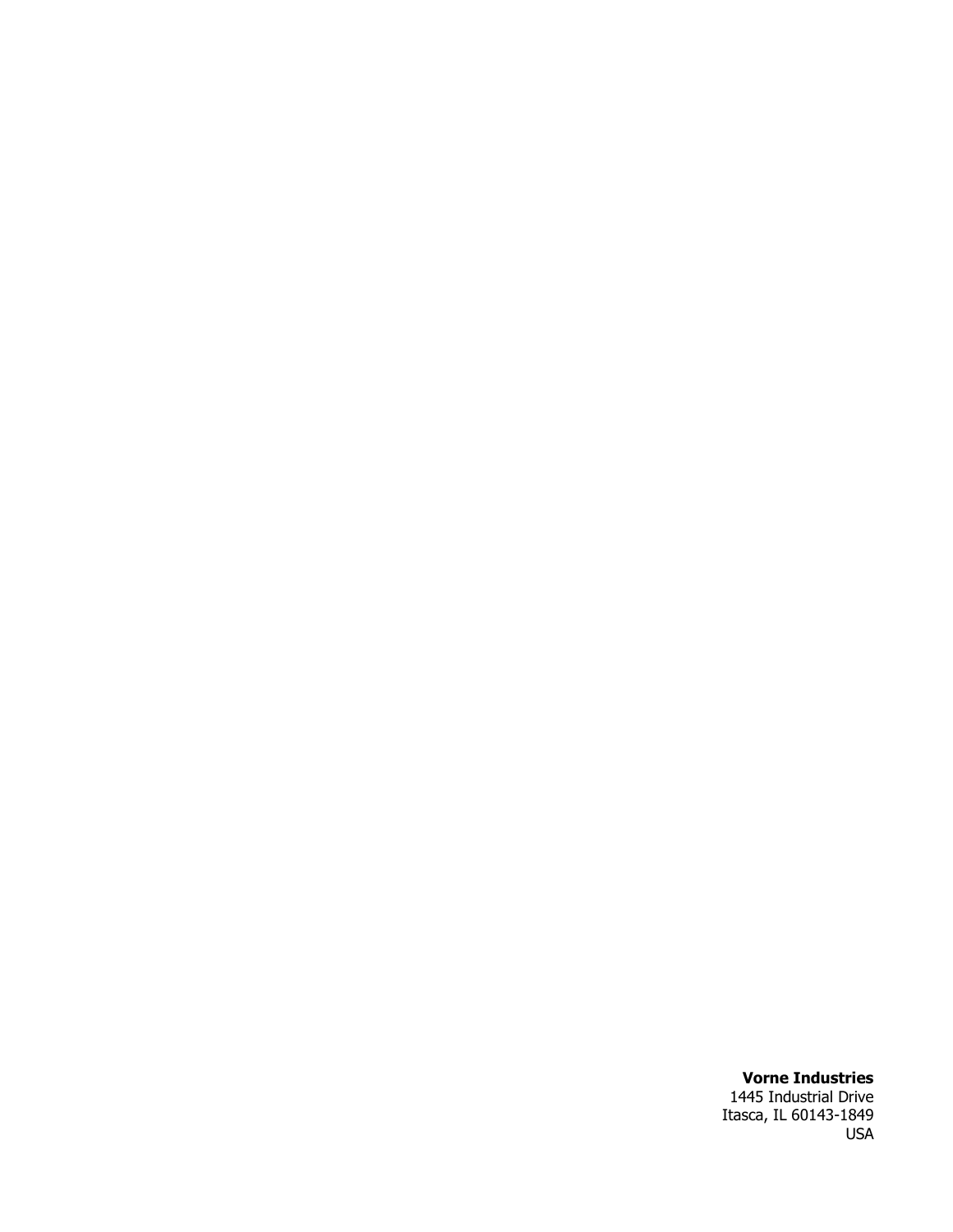**Vorne Industries**
1445 Industrial Drive
Itasca, IL 60143-1849
USA